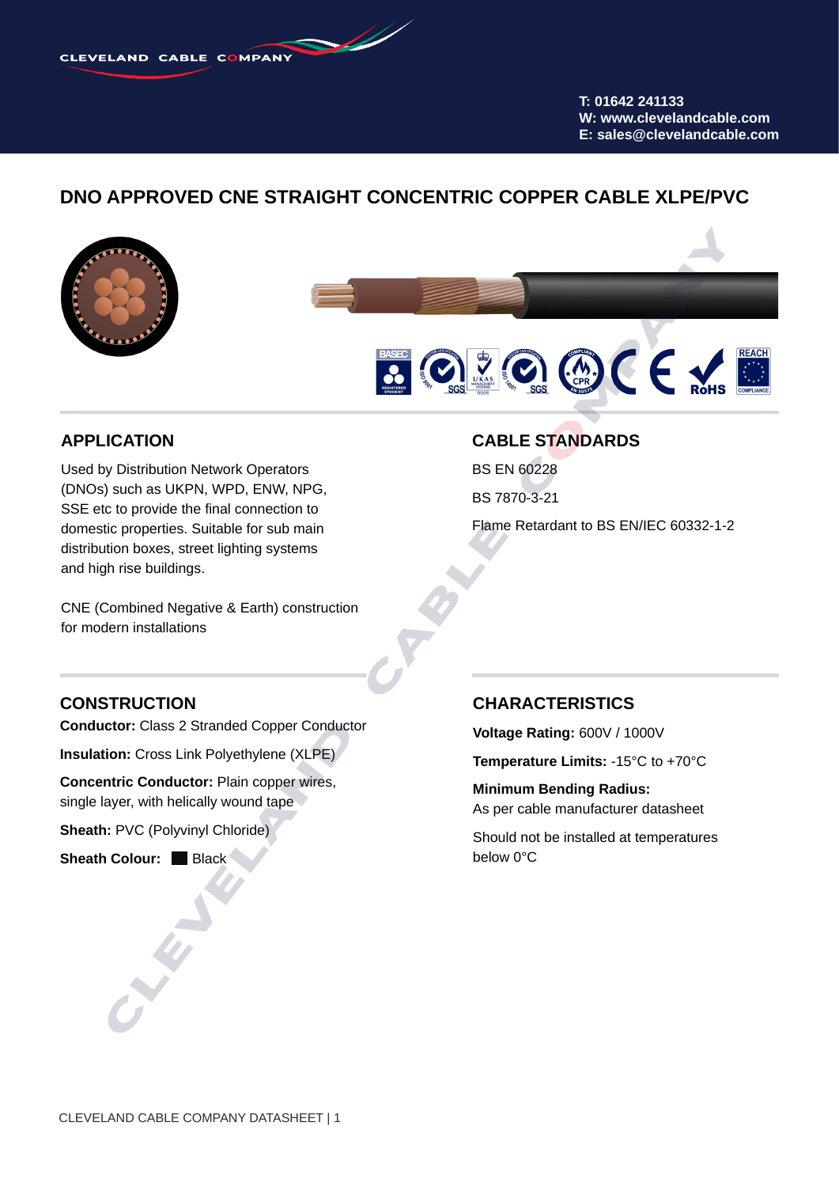CLEVELAND CABLE COMPANY

T: 01642 241133
W: www.clevelandcable.com
E: sales@clevelandcable.com

# DNO APPROVED CNE STRAIGHT CONCENTRIC COPPER CABLE XLPE/PVC

## APPLICATION

Used by Distribution Network Operators (DNOs) such as UKPN, WPD, ENW, NPG, SSE etc to provide the final connection to domestic properties. Suitable for sub main distribution boxes, street lighting systems and high rise buildings.

CNE (Combined Negative & Earth) construction for modern installations

## CABLE STANDARDS

BS EN 60228

BS 7870-3-21

Flame Retardant to BS EN/IEC 60332-1-2

## CONSTRUCTION

**Conductor:** Class 2 Stranded Copper Conductor

**Insulation:** Cross Link Polyethylene (XLPE)

**Concentric Conductor:** Plain copper wires, single layer, with helically wound tape

**Sheath:** PVC (Polyvinyl Chloride)

**Sheath Colour:** Black

## CHARACTERISTICS

**Voltage Rating:** 600V / 1000V

**Temperature Limits:** -15°C to +70°C

**Minimum Bending Radius:**
As per cable manufacturer datasheet

Should not be installed at temperatures below 0°C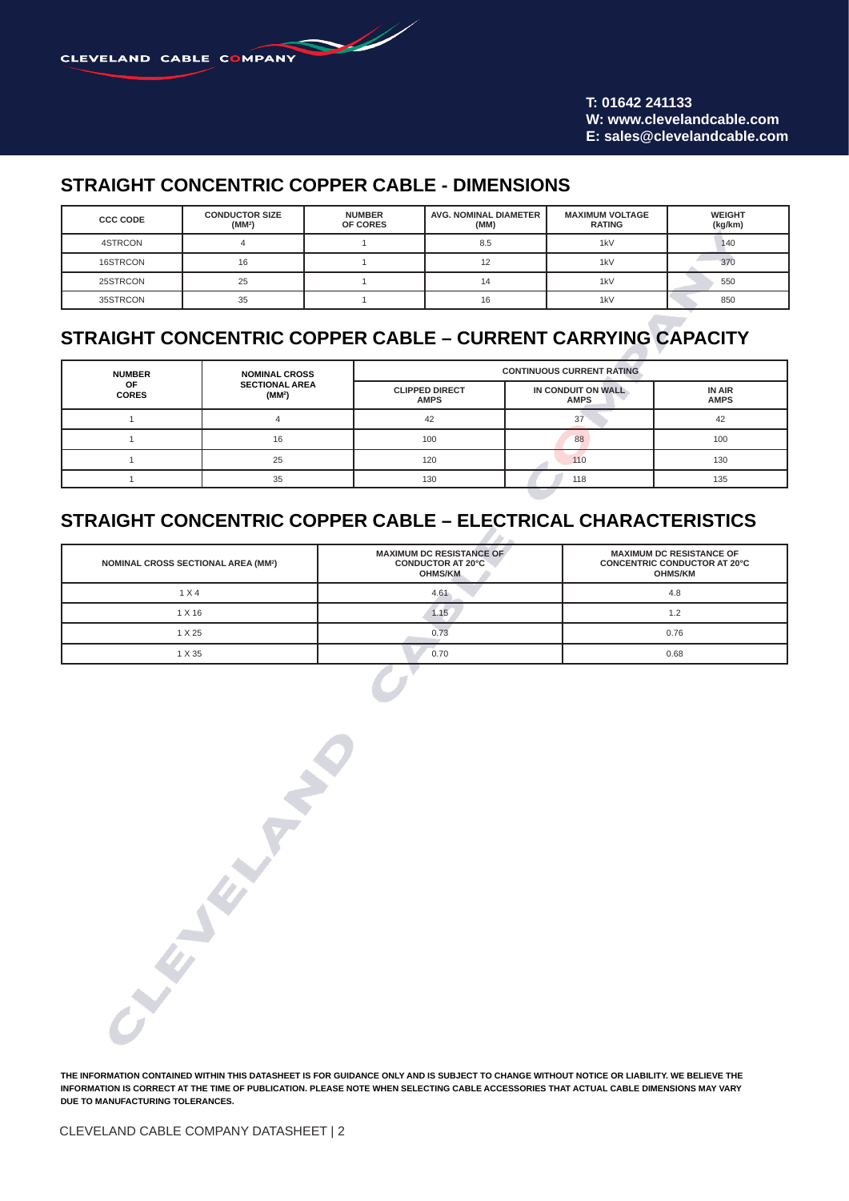## STRAIGHT CONCENTRIC COPPER CABLE - DIMENSIONS

| CCC CODE | CONDUCTOR SIZE (MM²) | NUMBER OF CORES | AVG. NOMINAL DIAMETER (MM) | MAXIMUM VOLTAGE RATING | WEIGHT (kg/km) |
|---|---|---|---|---|---|
| 4STRCON | 4 | 1 | 8.5 | 1kV | 140 |
| 16STRCON | 16 | 1 | 12 | 1kV | 370 |
| 25STRCON | 25 | 1 | 14 | 1kV | 550 |
| 35STRCON | 35 | 1 | 16 | 1kV | 850 |

## STRAIGHT CONCENTRIC COPPER CABLE – CURRENT CARRYING CAPACITY

| NUMBER OF CORES | NOMINAL CROSS SECTIONAL AREA (MM²) | CONTINUOUS CURRENT RATING | | |
|---|---|---|---|---|
| | | CLIPPED DIRECT AMPS | IN CONDUIT ON WALL AMPS | IN AIR AMPS |
| 1 | 4 | 42 | 37 | 42 |
| 1 | 16 | 100 | 88 | 100 |
| 1 | 25 | 120 | 110 | 130 |
| 1 | 35 | 130 | 118 | 135 |

## STRAIGHT CONCENTRIC COPPER CABLE – ELECTRICAL CHARACTERISTICS

| NOMINAL CROSS SECTIONAL AREA (MM²) | MAXIMUM DC RESISTANCE OF CONDUCTOR AT 20°C OHMS/KM | MAXIMUM DC RESISTANCE OF CONCENTRIC CONDUCTOR AT 20°C OHMS/KM |
|---|---|---|
| 1 X 4 | 4.61 | 4.8 |
| 1 X 16 | 1.15 | 1.2 |
| 1 X 25 | 0.73 | 0.76 |
| 1 X 35 | 0.70 | 0.68 |

**THE INFORMATION CONTAINED WITHIN THIS DATASHEET IS FOR GUIDANCE ONLY AND IS SUBJECT TO CHANGE WITHOUT NOTICE OR LIABILITY. WE BELIEVE THE INFORMATION IS CORRECT AT THE TIME OF PUBLICATION. PLEASE NOTE WHEN SELECTING CABLE ACCESSORIES THAT ACTUAL CABLE DIMENSIONS MAY VARY DUE TO MANUFACTURING TOLERANCES.**